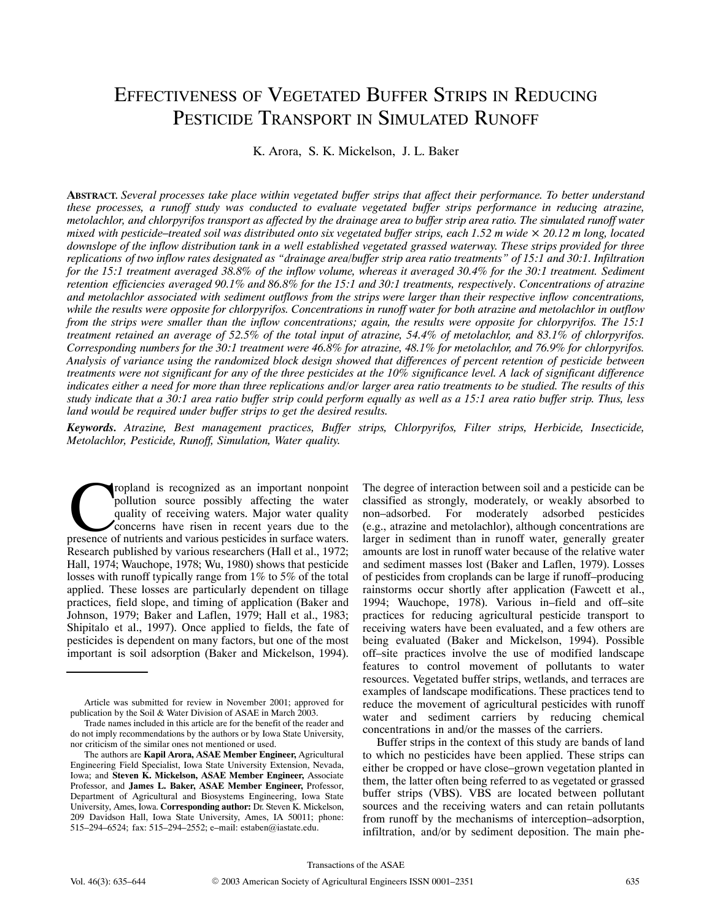# Effectiveness of Vegetated Buffer Strips in Reducing Pesticide Transport in Simulated Runoff

K. Arora, S. K. Mickelson, J. L. Baker

**Abstract.** *Several processes take place within vegetated buffer strips that affect their performance. To better understand these processes, a runoff study was conducted to evaluate vegetated buffer strips performance in reducing atrazine, metolachlor, and chlorpyrifos transport as affected by the drainage area to buffer strip area ratio. The simulated runoff water mixed with pesticide–treated soil was distributed onto six vegetated buffer strips, each 1.52 m wide × 20.12 m long, located downslope of the inflow distribution tank in a well established vegetated grassed waterway. These strips provided for three replications of two inflow rates designated as "drainage area/buffer strip area ratio treatments" of 15:1 and 30:1. Infiltration for the 15:1 treatment averaged 38.8% of the inflow volume, whereas it averaged 30.4% for the 30:1 treatment. Sediment retention efficiencies averaged 90.1% and 86.8% for the 15:1 and 30:1 treatments, respectively. Concentrations of atrazine and metolachlor associated with sediment outflows from the strips were larger than their respective inflow concentrations, while the results were opposite for chlorpyrifos. Concentrations in runoff water for both atrazine and metolachlor in outflow from the strips were smaller than the inflow concentrations; again, the results were opposite for chlorpyrifos. The 15:1 treatment retained an average of 52.5% of the total input of atrazine, 54.4% of metolachlor, and 83.1% of chlorpyrifos. Corresponding numbers for the 30:1 treatment were 46.8% for atrazine, 48.1% for metolachlor, and 76.9% for chlorpyrifos. Analysis of variance using the randomized block design showed that differences of percent retention of pesticide between treatments were not significant for any of the three pesticides at the 10% significance level. A lack of significant difference indicates either a need for more than three replications and/or larger area ratio treatments to be studied. The results of this study indicate that a 30:1 area ratio buffer strip could perform equally as well as a 15:1 area ratio buffer strip. Thus, less land would be required under buffer strips to get the desired results.*

**Keywords.** *Atrazine, Best management practices, Buffer strips, Chlorpyrifos, Filter strips, Herbicide, Insecticide, Metolachlor, Pesticide, Runoff, Simulation, Water quality.*

Cropland is recognized as an important nonpoint pollution source possibly affecting the water quality of receiving waters. Major water quality concerns have risen in recent years due to the presence of nutrients and various pesticides in surface waters. Research published by various researchers (Hall et al., 1972; Hall, 1974; Wauchope, 1978; Wu, 1980) shows that pesticide losses with runoff typically range from 1% to 5% of the total applied. These losses are particularly dependent on tillage practices, field slope, and timing of application (Baker and Johnson, 1979; Baker and Laflen, 1979; Hall et al., 1983; Shipitalo et al., 1997). Once applied to fields, the fate of pesticides is dependent on many factors, but one of the most important is soil adsorption (Baker and Mickelson, 1994). The degree of interaction between soil and a pesticide can be classified as strongly, moderately, or weakly absorbed to non–adsorbed. For moderately adsorbed pesticides (e.g., atrazine and metolachlor), although concentrations are larger in sediment than in runoff water, generally greater amounts are lost in runoff water because of the relative water and sediment masses lost (Baker and Laflen, 1979). Losses of pesticides from croplands can be large if runoff–producing rainstorms occur shortly after application (Fawcett et al., 1994; Wauchope, 1978). Various in–field and off–site practices for reducing agricultural pesticide transport to receiving waters have been evaluated, and a few others are being evaluated (Baker and Mickelson, 1994). Possible off–site practices involve the use of modified landscape features to control movement of pollutants to water resources. Vegetated buffer strips, wetlands, and terraces are examples of landscape modifications. These practices tend to reduce the movement of agricultural pesticides with runoff water and sediment carriers by reducing chemical concentrations in and/or the masses of the carriers.

Buffer strips in the context of this study are bands of land to which no pesticides have been applied. These strips can either be cropped or have close–grown vegetation planted in them, the latter often being referred to as vegetated or grassed buffer strips (VBS). VBS are located between pollutant sources and the receiving waters and can retain pollutants from runoff by the mechanisms of interception–adsorption, infiltration, and/or by sediment deposition. The main phe-

Article was submitted for review in November 2001; approved for publication by the Soil & Water Division of ASAE in March 2003.

Trade names included in this article are for the benefit of the reader and do not imply recommendations by the authors or by Iowa State University, nor criticism of the similar ones not mentioned or used.

The authors are **Kapil Arora, ASAE Member Engineer,** Agricultural Engineering Field Specialist, Iowa State University Extension, Nevada, Iowa; and **Steven K. Mickelson, ASAE Member Engineer,** Associate Professor, and **James L. Baker, ASAE Member Engineer,** Professor, Department of Agricultural and Biosystems Engineering, Iowa State University, Ames, Iowa. **Corresponding author:** Dr. Steven K. Mickelson, 209 Davidson Hall, Iowa State University, Ames, IA 50011; phone: 515–294–6524; fax: 515–294–2552; e–mail: estaben@iastate.edu.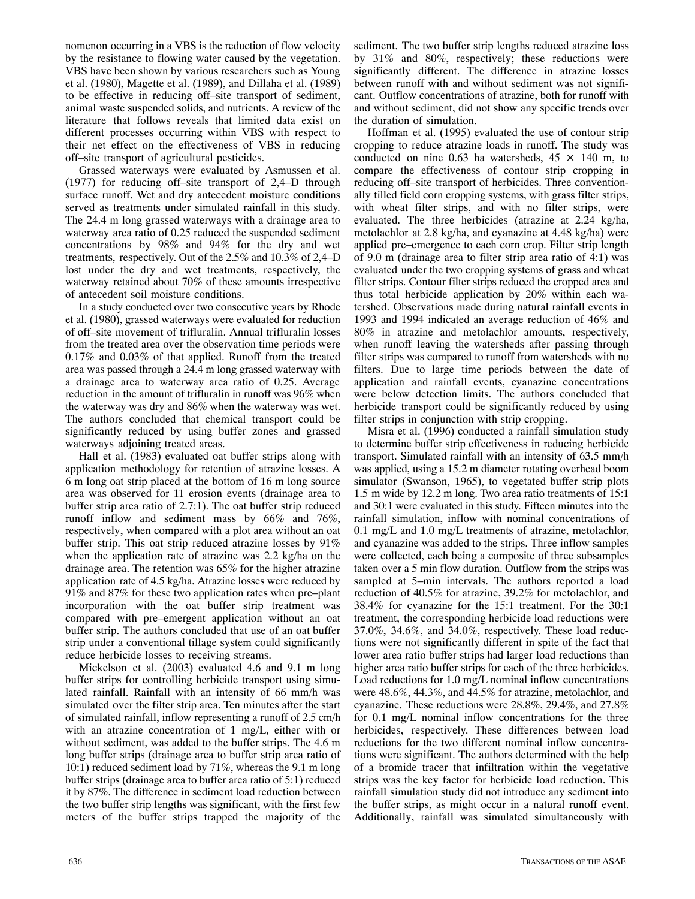nomenon occurring in a VBS is the reduction of flow velocity by the resistance to flowing water caused by the vegetation. VBS have been shown by various researchers such as Young et al. (1980), Magette et al. (1989), and Dillaha et al. (1989) to be effective in reducing off–site transport of sediment, animal waste suspended solids, and nutrients. A review of the literature that follows reveals that limited data exist on different processes occurring within VBS with respect to their net effect on the effectiveness of VBS in reducing off–site transport of agricultural pesticides.

Grassed waterways were evaluated by Asmussen et al. (1977) for reducing off–site transport of 2,4–D through surface runoff. Wet and dry antecedent moisture conditions served as treatments under simulated rainfall in this study. The 24.4 m long grassed waterways with a drainage area to waterway area ratio of 0.25 reduced the suspended sediment concentrations by 98% and 94% for the dry and wet treatments, respectively. Out of the 2.5% and 10.3% of 2,4–D lost under the dry and wet treatments, respectively, the waterway retained about 70% of these amounts irrespective of antecedent soil moisture conditions.

In a study conducted over two consecutive years by Rhode et al. (1980), grassed waterways were evaluated for reduction of off–site movement of trifluralin. Annual trifluralin losses from the treated area over the observation time periods were 0.17% and 0.03% of that applied. Runoff from the treated area was passed through a 24.4 m long grassed waterway with a drainage area to waterway area ratio of 0.25. Average reduction in the amount of trifluralin in runoff was 96% when the waterway was dry and 86% when the waterway was wet. The authors concluded that chemical transport could be significantly reduced by using buffer zones and grassed waterways adjoining treated areas.

Hall et al. (1983) evaluated oat buffer strips along with application methodology for retention of atrazine losses. A 6 m long oat strip placed at the bottom of 16 m long source area was observed for 11 erosion events (drainage area to buffer strip area ratio of 2.7:1). The oat buffer strip reduced runoff inflow and sediment mass by 66% and 76%, respectively, when compared with a plot area without an oat buffer strip. This oat strip reduced atrazine losses by 91% when the application rate of atrazine was 2.2 kg/ha on the drainage area. The retention was 65% for the higher atrazine application rate of 4.5 kg/ha. Atrazine losses were reduced by 91% and 87% for these two application rates when pre–plant incorporation with the oat buffer strip treatment was compared with pre–emergent application without an oat buffer strip. The authors concluded that use of an oat buffer strip under a conventional tillage system could significantly reduce herbicide losses to receiving streams.

Mickelson et al. (2003) evaluated 4.6 and 9.1 m long buffer strips for controlling herbicide transport using simulated rainfall. Rainfall with an intensity of 66 mm/h was simulated over the filter strip area. Ten minutes after the start of simulated rainfall, inflow representing a runoff of 2.5 cm/h with an atrazine concentration of 1 mg/L, either with or without sediment, was added to the buffer strips. The 4.6 m long buffer strips (drainage area to buffer strip area ratio of 10:1) reduced sediment load by 71%, whereas the 9.1 m long buffer strips (drainage area to buffer area ratio of 5:1) reduced it by 87%. The difference in sediment load reduction between the two buffer strip lengths was significant, with the first few meters of the buffer strips trapped the majority of the sediment. The two buffer strip lengths reduced atrazine loss by 31% and 80%, respectively; these reductions were significantly different. The difference in atrazine losses between runoff with and without sediment was not significant. Outflow concentrations of atrazine, both for runoff with and without sediment, did not show any specific trends over the duration of simulation.

Hoffman et al. (1995) evaluated the use of contour strip cropping to reduce atrazine loads in runoff. The study was conducted on nine 0.63 ha watersheds, 45 × 140 m, to compare the effectiveness of contour strip cropping in reducing off–site transport of herbicides. Three conventionally tilled field corn cropping systems, with grass filter strips, with wheat filter strips, and with no filter strips, were evaluated. The three herbicides (atrazine at 2.24 kg/ha, metolachlor at 2.8 kg/ha, and cyanazine at 4.48 kg/ha) were applied pre–emergence to each corn crop. Filter strip length of 9.0 m (drainage area to filter strip area ratio of 4:1) was evaluated under the two cropping systems of grass and wheat filter strips. Contour filter strips reduced the cropped area and thus total herbicide application by 20% within each watershed. Observations made during natural rainfall events in 1993 and 1994 indicated an average reduction of 46% and 80% in atrazine and metolachlor amounts, respectively, when runoff leaving the watersheds after passing through filter strips was compared to runoff from watersheds with no filters. Due to large time periods between the date of application and rainfall events, cyanazine concentrations were below detection limits. The authors concluded that herbicide transport could be significantly reduced by using filter strips in conjunction with strip cropping.

Misra et al. (1996) conducted a rainfall simulation study to determine buffer strip effectiveness in reducing herbicide transport. Simulated rainfall with an intensity of 63.5 mm/h was applied, using a 15.2 m diameter rotating overhead boom simulator (Swanson, 1965), to vegetated buffer strip plots 1.5 m wide by 12.2 m long. Two area ratio treatments of 15:1 and 30:1 were evaluated in this study. Fifteen minutes into the rainfall simulation, inflow with nominal concentrations of 0.1 mg/L and 1.0 mg/L treatments of atrazine, metolachlor, and cyanazine was added to the strips. Three inflow samples were collected, each being a composite of three subsamples taken over a 5 min flow duration. Outflow from the strips was sampled at 5–min intervals. The authors reported a load reduction of 40.5% for atrazine, 39.2% for metolachlor, and 38.4% for cyanazine for the 15:1 treatment. For the 30:1 treatment, the corresponding herbicide load reductions were 37.0%, 34.6%, and 34.0%, respectively. These load reductions were not significantly different in spite of the fact that lower area ratio buffer strips had larger load reductions than higher area ratio buffer strips for each of the three herbicides. Load reductions for 1.0 mg/L nominal inflow concentrations were 48.6%, 44.3%, and 44.5% for atrazine, metolachlor, and cyanazine. These reductions were 28.8%, 29.4%, and 27.8% for 0.1 mg/L nominal inflow concentrations for the three herbicides, respectively. These differences between load reductions for the two different nominal inflow concentrations were significant. The authors determined with the help of a bromide tracer that infiltration within the vegetative strips was the key factor for herbicide load reduction. This rainfall simulation study did not introduce any sediment into the buffer strips, as might occur in a natural runoff event. Additionally, rainfall was simulated simultaneously with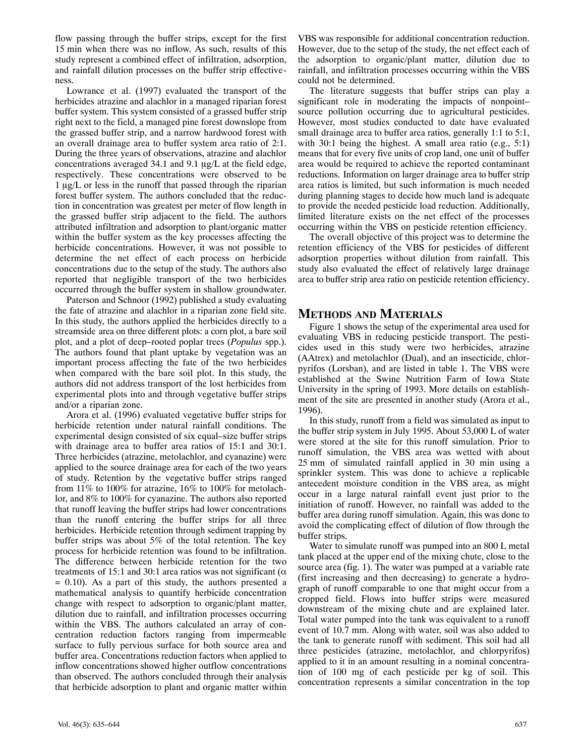flow passing through the buffer strips, except for the first 15 min when there was no inflow. As such, results of this study represent a combined effect of infiltration, adsorption, and rainfall dilution processes on the buffer strip effectiveness.

Lowrance et al. (1997) evaluated the transport of the herbicides atrazine and alachlor in a managed riparian forest buffer system. This system consisted of a grassed buffer strip right next to the field, a managed pine forest downslope from the grassed buffer strip, and a narrow hardwood forest with an overall drainage area to buffer system area ratio of 2:1. During the three years of observations, atrazine and alachlor concentrations averaged 34.1 and 9.1 μg/L at the field edge, respectively. These concentrations were observed to be 1 μg/L or less in the runoff that passed through the riparian forest buffer system. The authors concluded that the reduction in concentration was greatest per meter of flow length in the grassed buffer strip adjacent to the field. The authors attributed infiltration and adsorption to plant/organic matter within the buffer system as the key processes affecting the herbicide concentrations. However, it was not possible to determine the net effect of each process on herbicide concentrations due to the setup of the study. The authors also reported that negligible transport of the two herbicides occurred through the buffer system in shallow groundwater.

Paterson and Schnoor (1992) published a study evaluating the fate of atrazine and alachlor in a riparian zone field site. In this study, the authors applied the herbicides directly to a streamside area on three different plots: a corn plot, a bare soil plot, and a plot of deep–rooted poplar trees (*Populus* spp.). The authors found that plant uptake by vegetation was an important process affecting the fate of the two herbicides when compared with the bare soil plot. In this study, the authors did not address transport of the lost herbicides from experimental plots into and through vegetative buffer strips and/or a riparian zone.

Arora et al. (1996) evaluated vegetative buffer strips for herbicide retention under natural rainfall conditions. The experimental design consisted of six equal–size buffer strips with drainage area to buffer area ratios of 15:1 and 30:1. Three herbicides (atrazine, metolachlor, and cyanazine) were applied to the source drainage area for each of the two years of study. Retention by the vegetative buffer strips ranged from 11% to 100% for atrazine, 16% to 100% for metolachlor, and 8% to 100% for cyanazine. The authors also reported that runoff leaving the buffer strips had lower concentrations than the runoff entering the buffer strips for all three herbicides. Herbicide retention through sediment trapping by buffer strips was about 5% of the total retention. The key process for herbicide retention was found to be infiltration. The difference between herbicide retention for the two treatments of 15:1 and 30:1 area ratios was not significant ($\alpha = 0.10$). As a part of this study, the authors presented a mathematical analysis to quantify herbicide concentration change with respect to adsorption to organic/plant matter, dilution due to rainfall, and infiltration processes occurring within the VBS. The authors calculated an array of concentration reduction factors ranging from impermeable surface to fully pervious surface for both source area and buffer area. Concentrations reduction factors when applied to inflow concentrations showed higher outflow concentrations than observed. The authors concluded through their analysis that herbicide adsorption to plant and organic matter within VBS was responsible for additional concentration reduction. However, due to the setup of the study, the net effect each of the adsorption to organic/plant matter, dilution due to rainfall, and infiltration processes occurring within the VBS could not be determined.

The literature suggests that buffer strips can play a significant role in moderating the impacts of nonpoint–source pollution occurring due to agricultural pesticides. However, most studies conducted to date have evaluated small drainage area to buffer area ratios, generally 1:1 to 5:1, with 30:1 being the highest. A small area ratio (e.g., 5:1) means that for every five units of crop land, one unit of buffer area would be required to achieve the reported contaminant reductions. Information on larger drainage area to buffer strip area ratios is limited, but such information is much needed during planning stages to decide how much land is adequate to provide the needed pesticide load reduction. Additionally, limited literature exists on the net effect of the processes occurring within the VBS on pesticide retention efficiency.

The overall objective of this project was to determine the retention efficiency of the VBS for pesticides of different adsorption properties without dilution from rainfall. This study also evaluated the effect of relatively large drainage area to buffer strip area ratio on pesticide retention efficiency.

## Methods and Materials

Figure 1 shows the setup of the experimental area used for evaluating VBS in reducing pesticide transport. The pesticides used in this study were two herbicides, atrazine (AAtrex) and metolachlor (Dual), and an insecticide, chlorpyrifos (Lorsban), and are listed in table 1. The VBS were established at the Swine Nutrition Farm of Iowa State University in the spring of 1993. More details on establishment of the site are presented in another study (Arora et al., 1996).

In this study, runoff from a field was simulated as input to the buffer strip system in July 1995. About 53,000 L of water were stored at the site for this runoff simulation. Prior to runoff simulation, the VBS area was wetted with about 25 mm of simulated rainfall applied in 30 min using a sprinkler system. This was done to achieve a replicable antecedent moisture condition in the VBS area, as might occur in a large natural rainfall event just prior to the initiation of runoff. However, no rainfall was added to the buffer area during runoff simulation. Again, this was done to avoid the complicating effect of dilution of flow through the buffer strips.

Water to simulate runoff was pumped into an 800 L metal tank placed at the upper end of the mixing chute, close to the source area (fig. 1). The water was pumped at a variable rate (first increasing and then decreasing) to generate a hydrograph of runoff comparable to one that might occur from a cropped field. Flows into buffer strips were measured downstream of the mixing chute and are explained later. Total water pumped into the tank was equivalent to a runoff event of 10.7 mm. Along with water, soil was also added to the tank to generate runoff with sediment. This soil had all three pesticides (atrazine, metolachlor, and chlorpyrifos) applied to it in an amount resulting in a nominal concentration of 100 mg of each pesticide per kg of soil. This concentration represents a similar concentration in the top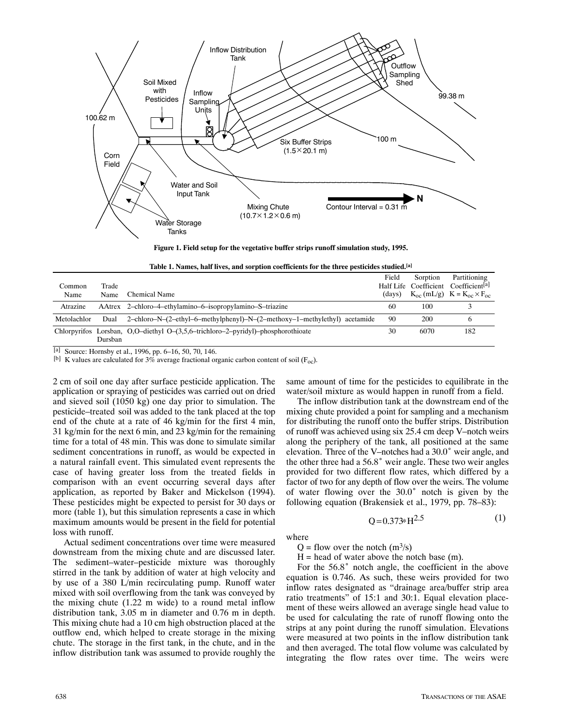Figure 1. Field setup for the vegetative buffer strips runoff simulation study, 1995.

**Table 1. Names, half lives, and sorption coefficients for the three pesticides studied.[a]**

| Common Name | Trade Name | Chemical Name | Field Half Life (days) | Sorption Coefficient $K_{oc}$ (mL/g) | Partitioning Coefficient[a] $K = K_{oc} \times F_{oc}$ |
|---|---|---|---|---|---|
| Atrazine | AAtrex | 2–chloro–4–ethylamino–6–isopropylamino–S–triazine | 60 | 100 | 3 |
| Metolachlor | Dual | 2–chloro–N–(2–ethyl–6–methylphenyl)–N–(2–methoxy–1–methylethyl) acetamide | 90 | 200 | 6 |
| Chlorpyrifos | Lorsban, Dursban | O,O–diethyl O–(3,5,6–trichloro–2–pyridyl)–phosphorothioate | 30 | 6070 | 182 |

[a] Source: Hornsby et al., 1996, pp. 6–16, 50, 70, 146.

[b] K values are calculated for 3% average fractional organic carbon content of soil ($F_{oc}$).

2 cm of soil one day after surface pesticide application. The application or spraying of pesticides was carried out on dried and sieved soil (1050 kg) one day prior to simulation. The pesticide–treated soil was added to the tank placed at the top end of the chute at a rate of 46 kg/min for the first 4 min, 31 kg/min for the next 6 min, and 23 kg/min for the remaining time for a total of 48 min. This was done to simulate similar sediment concentrations in runoff, as would be expected in a natural rainfall event. This simulated event represents the case of having greater loss from the treated fields in comparison with an event occurring several days after application, as reported by Baker and Mickelson (1994). These pesticides might be expected to persist for 30 days or more (table 1), but this simulation represents a case in which maximum amounts would be present in the field for potential loss with runoff.

Actual sediment concentrations over time were measured downstream from the mixing chute and are discussed later. The sediment–water–pesticide mixture was thoroughly stirred in the tank by addition of water at high velocity and by use of a 380 L/min recirculating pump. Runoff water mixed with soil overflowing from the tank was conveyed by the mixing chute (1.22 m wide) to a round metal inflow distribution tank, 3.05 m in diameter and 0.76 m in depth. This mixing chute had a 10 cm high obstruction placed at the outflow end, which helped to create storage in the mixing chute. The storage in the first tank, in the chute, and in the inflow distribution tank was assumed to provide roughly the same amount of time for the pesticides to equilibrate in the water/soil mixture as would happen in runoff from a field.

The inflow distribution tank at the downstream end of the mixing chute provided a point for sampling and a mechanism for distributing the runoff onto the buffer strips. Distribution of runoff was achieved using six 25.4 cm deep V–notch weirs along the periphery of the tank, all positioned at the same elevation. Three of the V–notches had a 30.0° weir angle, and the other three had a 56.8° weir angle. These two weir angles provided for two different flow rates, which differed by a factor of two for any depth of flow over the weirs. The volume of water flowing over the 30.0° notch is given by the following equation (Brakensiek et al., 1979, pp. 78–83):

$$Q = 0.373 * H^{2.5} \tag{1}$$

where

$Q$ = flow over the notch ($m^3/s$)

$H$ = head of water above the notch base (m).

For the 56.8° notch angle, the coefficient in the above equation is 0.746. As such, these weirs provided for two inflow rates designated as "drainage area/buffer strip area ratio treatments" of 15:1 and 30:1. Equal elevation placement of these weirs allowed an average single head value to be used for calculating the rate of runoff flowing onto the strips at any point during the runoff simulation. Elevations were measured at two points in the inflow distribution tank and then averaged. The total flow volume was calculated by integrating the flow rates over time. The weirs were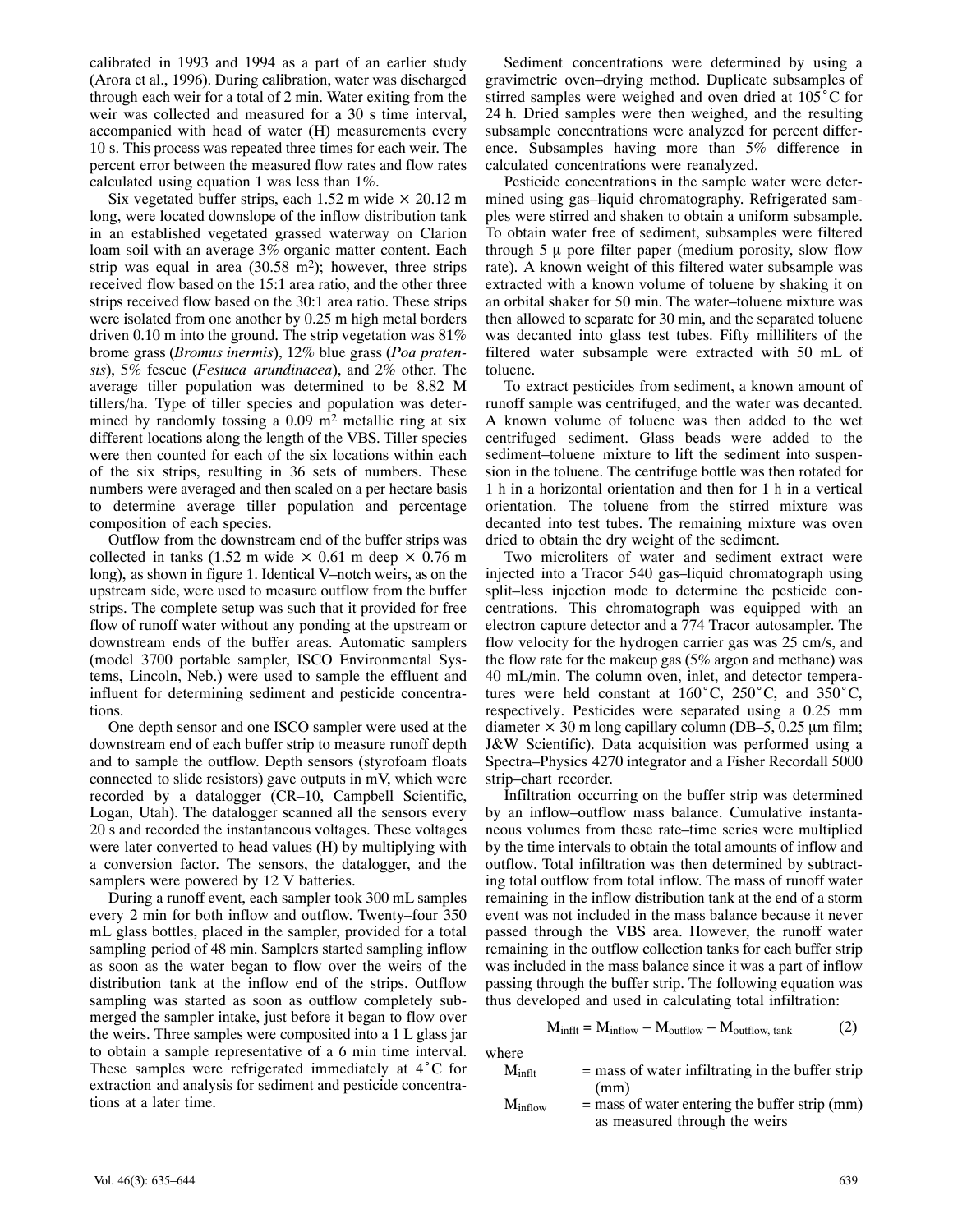calibrated in 1993 and 1994 as a part of an earlier study (Arora et al., 1996). During calibration, water was discharged through each weir for a total of 2 min. Water exiting from the weir was collected and measured for a 30 s time interval, accompanied with head of water (H) measurements every 10 s. This process was repeated three times for each weir. The percent error between the measured flow rates and flow rates calculated using equation 1 was less than 1%.

Six vegetated buffer strips, each 1.52 m wide × 20.12 m long, were located downslope of the inflow distribution tank in an established vegetated grassed waterway on Clarion loam soil with an average 3% organic matter content. Each strip was equal in area (30.58 m$^2$); however, three strips received flow based on the 15:1 area ratio, and the other three strips received flow based on the 30:1 area ratio. These strips were isolated from one another by 0.25 m high metal borders driven 0.10 m into the ground. The strip vegetation was 81% brome grass (*Bromus inermis*), 12% blue grass (*Poa pratensis*), 5% fescue (*Festuca arundinacea*), and 2% other. The average tiller population was determined to be 8.82 M tillers/ha. Type of tiller species and population was determined by randomly tossing a 0.09 m$^2$ metallic ring at six different locations along the length of the VBS. Tiller species were then counted for each of the six locations within each of the six strips, resulting in 36 sets of numbers. These numbers were averaged and then scaled on a per hectare basis to determine average tiller population and percentage composition of each species.

Outflow from the downstream end of the buffer strips was collected in tanks (1.52 m wide × 0.61 m deep × 0.76 m long), as shown in figure 1. Identical V–notch weirs, as on the upstream side, were used to measure outflow from the buffer strips. The complete setup was such that it provided for free flow of runoff water without any ponding at the upstream or downstream ends of the buffer areas. Automatic samplers (model 3700 portable sampler, ISCO Environmental Systems, Lincoln, Neb.) were used to sample the effluent and influent for determining sediment and pesticide concentrations.

One depth sensor and one ISCO sampler were used at the downstream end of each buffer strip to measure runoff depth and to sample the outflow. Depth sensors (styrofoam floats connected to slide resistors) gave outputs in mV, which were recorded by a datalogger (CR–10, Campbell Scientific, Logan, Utah). The datalogger scanned all the sensors every 20 s and recorded the instantaneous voltages. These voltages were later converted to head values (H) by multiplying with a conversion factor. The sensors, the datalogger, and the samplers were powered by 12 V batteries.

During a runoff event, each sampler took 300 mL samples every 2 min for both inflow and outflow. Twenty–four 350 mL glass bottles, placed in the sampler, provided for a total sampling period of 48 min. Samplers started sampling inflow as soon as the water began to flow over the weirs of the distribution tank at the inflow end of the strips. Outflow sampling was started as soon as outflow completely submerged the sampler intake, just before it began to flow over the weirs. Three samples were composited into a 1 L glass jar to obtain a sample representative of a 6 min time interval. These samples were refrigerated immediately at 4°C for extraction and analysis for sediment and pesticide concentrations at a later time.

Sediment concentrations were determined by using a gravimetric oven–drying method. Duplicate subsamples of stirred samples were weighed and oven dried at 105°C for 24 h. Dried samples were then weighed, and the resulting subsample concentrations were analyzed for percent difference. Subsamples having more than 5% difference in calculated concentrations were reanalyzed.

Pesticide concentrations in the sample water were determined using gas–liquid chromatography. Refrigerated samples were stirred and shaken to obtain a uniform subsample. To obtain water free of sediment, subsamples were filtered through 5 μ pore filter paper (medium porosity, slow flow rate). A known weight of this filtered water subsample was extracted with a known volume of toluene by shaking it on an orbital shaker for 50 min. The water–toluene mixture was then allowed to separate for 30 min, and the separated toluene was decanted into glass test tubes. Fifty milliliters of the filtered water subsample were extracted with 50 mL of toluene.

To extract pesticides from sediment, a known amount of runoff sample was centrifuged, and the water was decanted. A known volume of toluene was then added to the wet centrifuged sediment. Glass beads were added to the sediment–toluene mixture to lift the sediment into suspension in the toluene. The centrifuge bottle was then rotated for 1 h in a horizontal orientation and then for 1 h in a vertical orientation. The toluene from the stirred mixture was decanted into test tubes. The remaining mixture was oven dried to obtain the dry weight of the sediment.

Two microliters of water and sediment extract were injected into a Tracor 540 gas–liquid chromatograph using split–less injection mode to determine the pesticide concentrations. This chromatograph was equipped with an electron capture detector and a 774 Tracor autosampler. The flow velocity for the hydrogen carrier gas was 25 cm/s, and the flow rate for the makeup gas (5% argon and methane) was 40 mL/min. The column oven, inlet, and detector temperatures were held constant at 160°C, 250°C, and 350°C, respectively. Pesticides were separated using a 0.25 mm diameter × 30 m long capillary column (DB–5, 0.25 μm film; J&W Scientific). Data acquisition was performed using a Spectra–Physics 4270 integrator and a Fisher Recordall 5000 strip–chart recorder.

Infiltration occurring on the buffer strip was determined by an inflow–outflow mass balance. Cumulative instantaneous volumes from these rate–time series were multiplied by the time intervals to obtain the total amounts of inflow and outflow. Total infiltration was then determined by subtracting total outflow from total inflow. The mass of runoff water remaining in the inflow distribution tank at the end of a storm event was not included in the mass balance because it never passed through the VBS area. However, the runoff water remaining in the outflow collection tanks for each buffer strip was included in the mass balance since it was a part of inflow passing through the buffer strip. The following equation was thus developed and used in calculating total infiltration:

$$M_{inflt} = M_{inflow} - M_{outflow} - M_{outflow,\ tank} \quad (2)$$

where

$M_{inflt}$ = mass of water infiltrating in the buffer strip (mm)

$M_{inflow}$ = mass of water entering the buffer strip (mm) as measured through the weirs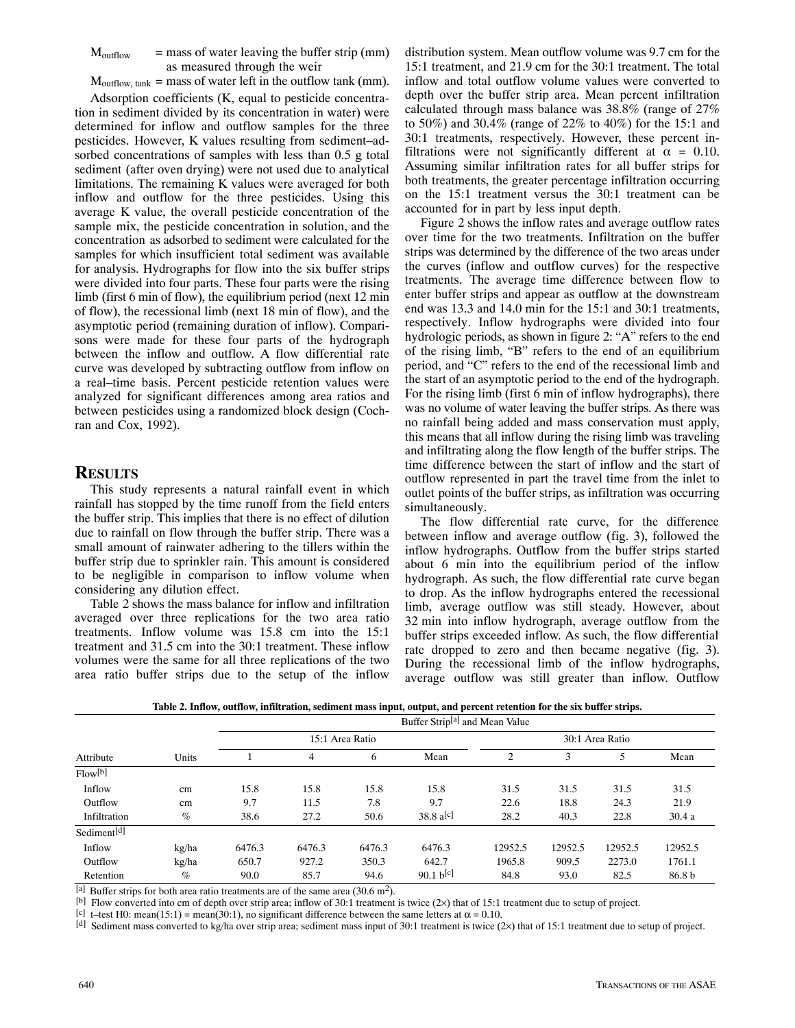$M_{outflow}$ = mass of water leaving the buffer strip (mm) as measured through the weir

$M_{outflow,\ tank}$ = mass of water left in the outflow tank (mm).

Adsorption coefficients (K, equal to pesticide concentration in sediment divided by its concentration in water) were determined for inflow and outflow samples for the three pesticides. However, K values resulting from sediment–adsorbed concentrations of samples with less than 0.5 g total sediment (after oven drying) were not used due to analytical limitations. The remaining K values were averaged for both inflow and outflow for the three pesticides. Using this average K value, the overall pesticide concentration of the sample mix, the pesticide concentration in solution, and the concentration as adsorbed to sediment were calculated for the samples for which insufficient total sediment was available for analysis. Hydrographs for flow into the six buffer strips were divided into four parts. These four parts were the rising limb (first 6 min of flow), the equilibrium period (next 12 min of flow), the recessional limb (next 18 min of flow), and the asymptotic period (remaining duration of inflow). Comparisons were made for these four parts of the hydrograph between the inflow and outflow. A flow differential rate curve was developed by subtracting outflow from inflow on a real–time basis. Percent pesticide retention values were analyzed for significant differences among area ratios and between pesticides using a randomized block design (Cochran and Cox, 1992).

## RESULTS

This study represents a natural rainfall event in which rainfall has stopped by the time runoff from the field enters the buffer strip. This implies that there is no effect of dilution due to rainfall on flow through the buffer strip. There was a small amount of rainwater adhering to the tillers within the buffer strip due to sprinkler rain. This amount is considered to be negligible in comparison to inflow volume when considering any dilution effect.

Table 2 shows the mass balance for inflow and infiltration averaged over three replications for the two area ratio treatments. Inflow volume was 15.8 cm into the 15:1 treatment and 31.5 cm into the 30:1 treatment. These inflow volumes were the same for all three replications of the two area ratio buffer strips due to the setup of the inflow distribution system. Mean outflow volume was 9.7 cm for the 15:1 treatment, and 21.9 cm for the 30:1 treatment. The total inflow and total outflow volume values were converted to depth over the buffer strip area. Mean percent infiltration calculated through mass balance was 38.8% (range of 27% to 50%) and 30.4% (range of 22% to 40%) for the 15:1 and 30:1 treatments, respectively. However, these percent infiltrations were not significantly different at $\alpha$ = 0.10. Assuming similar infiltration rates for all buffer strips for both treatments, the greater percentage infiltration occurring on the 15:1 treatment versus the 30:1 treatment can be accounted for in part by less input depth.

Figure 2 shows the inflow rates and average outflow rates over time for the two treatments. Infiltration on the buffer strips was determined by the difference of the two areas under the curves (inflow and outflow curves) for the respective treatments. The average time difference between flow to enter buffer strips and appear as outflow at the downstream end was 13.3 and 14.0 min for the 15:1 and 30:1 treatments, respectively. Inflow hydrographs were divided into four hydrologic periods, as shown in figure 2: "A" refers to the end of the rising limb, "B" refers to the end of an equilibrium period, and "C" refers to the end of the recessional limb and the start of an asymptotic period to the end of the hydrograph. For the rising limb (first 6 min of inflow hydrographs), there was no volume of water leaving the buffer strips. As there was no rainfall being added and mass conservation must apply, this means that all inflow during the rising limb was traveling and infiltrating along the flow length of the buffer strips. The time difference between the start of inflow and the start of outflow represented in part the travel time from the inlet to outlet points of the buffer strips, as infiltration was occurring simultaneously.

The flow differential rate curve, for the difference between inflow and average outflow (fig. 3), followed the inflow hydrographs. Outflow from the buffer strips started about 6 min into the equilibrium period of the inflow hydrograph. As such, the flow differential rate curve began to drop. As the inflow hydrographs entered the recessional limb, average outflow was still steady. However, about 32 min into inflow hydrograph, average outflow from the buffer strips exceeded inflow. As such, the flow differential rate dropped to zero and then became negative (fig. 3). During the recessional limb of the inflow hydrographs, average outflow was still greater than inflow. Outflow

**Table 2. Inflow, outflow, infiltration, sediment mass input, output, and percent retention for the six buffer strips.**

| Attribute | Units | Buffer Strip[a] and Mean Value | | | | | | | |
|---|---|---|---|---|---|---|---|---|---|
| | | 15:1 Area Ratio | | | | 30:1 Area Ratio | | | |
| | | 1 | 4 | 6 | Mean | 2 | 3 | 5 | Mean |
| Flow[b] | | | | | | | | | |
| Inflow | cm | 15.8 | 15.8 | 15.8 | 15.8 | 31.5 | 31.5 | 31.5 | 31.5 |
| Outflow | cm | 9.7 | 11.5 | 7.8 | 9.7 | 22.6 | 18.8 | 24.3 | 21.9 |
| Infiltration | % | 38.6 | 27.2 | 50.6 | 38.8 a[c] | 28.2 | 40.3 | 22.8 | 30.4 a |
| Sediment[d] | | | | | | | | | |
| Inflow | kg/ha | 6476.3 | 6476.3 | 6476.3 | 6476.3 | 12952.5 | 12952.5 | 12952.5 | 12952.5 |
| Outflow | kg/ha | 650.7 | 927.2 | 350.3 | 642.7 | 1965.8 | 909.5 | 2273.0 | 1761.1 |
| Retention | % | 90.0 | 85.7 | 94.6 | 90.1 b[c] | 84.8 | 93.0 | 82.5 | 86.8 b |

[a] Buffer strips for both area ratio treatments are of the same area (30.6 $m^2$).
[b] Flow converted into cm of depth over strip area; inflow of 30:1 treatment is twice (2×) that of 15:1 treatment due to setup of project.
[c] t–test H0: mean(15:1) = mean(30:1), no significant difference between the same letters at $\alpha$ = 0.10.
[d] Sediment mass converted to kg/ha over strip area; sediment mass input of 30:1 treatment is twice (2×) that of 15:1 treatment due to setup of project.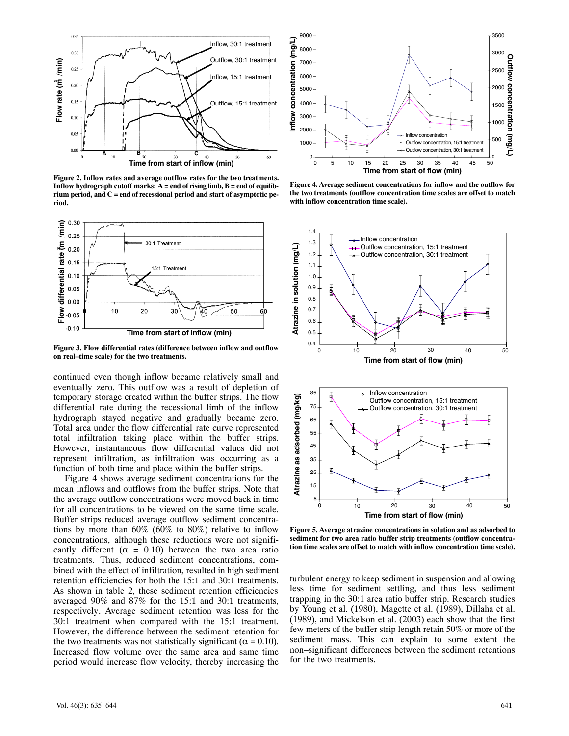Figure 2. Inflow rates and average outflow rates for the two treatments. Inflow hydrograph cutoff marks: A = end of rising limb, B = end of equilibrium period, and C = end of recessional period and start of asymptotic period.

Figure 3. Flow differential rates (difference between inflow and outflow on real–time scale) for the two treatments.

continued even though inflow became relatively small and eventually zero. This outflow was a result of depletion of temporary storage created within the buffer strips. The flow differential rate during the recessional limb of the inflow hydrograph stayed negative and gradually became zero. Total area under the flow differential rate curve represented total infiltration taking place within the buffer strips. However, instantaneous flow differential values did not represent infiltration, as infiltration was occurring as a function of both time and place within the buffer strips.

Figure 4 shows average sediment concentrations for the mean inflows and outflows from the buffer strips. Note that the average outflow concentrations were moved back in time for all concentrations to be viewed on the same time scale. Buffer strips reduced average outflow sediment concentrations by more than 60% (60% to 80%) relative to inflow concentrations, although these reductions were not significantly different ($\alpha = 0.10$) between the two area ratio treatments. Thus, reduced sediment concentrations, combined with the effect of infiltration, resulted in high sediment retention efficiencies for both the 15:1 and 30:1 treatments. As shown in table 2, these sediment retention efficiencies averaged 90% and 87% for the 15:1 and 30:1 treatments, respectively. Average sediment retention was less for the 30:1 treatment when compared with the 15:1 treatment. However, the difference between the sediment retention for the two treatments was not statistically significant ($\alpha = 0.10$). Increased flow volume over the same area and same time period would increase flow velocity, thereby increasing the turbulent energy to keep sediment in suspension and allowing less time for sediment settling, and thus less sediment trapping in the 30:1 area ratio buffer strip. Research studies by Young et al. (1980), Magette et al. (1989), Dillaha et al. (1989), and Mickelson et al. (2003) each show that the first few meters of the buffer strip length retain 50% or more of the sediment mass. This can explain to some extent the non–significant differences between the sediment retentions for the two treatments.

Figure 4. Average sediment concentrations for inflow and the outflow for the two treatments (outflow concentration time scales are offset to match with inflow concentration time scale).

Figure 5. Average atrazine concentrations in solution and as adsorbed to sediment for two area ratio buffer strip treatments (outflow concentration time scales are offset to match with inflow concentration time scale).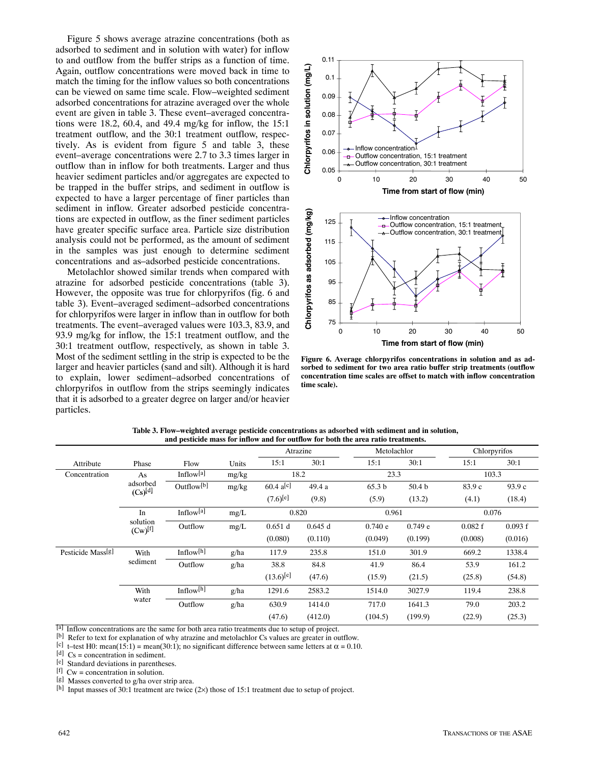Figure 5 shows average atrazine concentrations (both as adsorbed to sediment and in solution with water) for inflow to and outflow from the buffer strips as a function of time. Again, outflow concentrations were moved back in time to match the timing for the inflow values so both concentrations can be viewed on same time scale. Flow–weighted sediment adsorbed concentrations for atrazine averaged over the whole event are given in table 3. These event–averaged concentrations were 18.2, 60.4, and 49.4 mg/kg for inflow, the 15:1 treatment outflow, and the 30:1 treatment outflow, respectively. As is evident from figure 5 and table 3, these event–average concentrations were 2.7 to 3.3 times larger in outflow than in inflow for both treatments. Larger and thus heavier sediment particles and/or aggregates are expected to be trapped in the buffer strips, and sediment in outflow is expected to have a larger percentage of finer particles than sediment in inflow. Greater adsorbed pesticide concentrations are expected in outflow, as the finer sediment particles have greater specific surface area. Particle size distribution analysis could not be performed, as the amount of sediment in the samples was just enough to determine sediment concentrations and as–adsorbed pesticide concentrations.

Metolachlor showed similar trends when compared with atrazine for adsorbed pesticide concentrations (table 3). However, the opposite was true for chlorpyrifos (fig. 6 and table 3). Event–averaged sediment–adsorbed concentrations for chlorpyrifos were larger in inflow than in outflow for both treatments. The event–averaged values were 103.3, 83.9, and 93.9 mg/kg for inflow, the 15:1 treatment outflow, and the 30:1 treatment outflow, respectively, as shown in table 3. Most of the sediment settling in the strip is expected to be the larger and heavier particles (sand and silt). Although it is hard to explain, lower sediment–adsorbed concentrations of chlorpyrifos in outflow from the strips seemingly indicates that it is adsorbed to a greater degree on larger and/or heavier particles.

**Figure 6. Average chlorpyrifos concentrations in solution and as adsorbed to sediment for two area ratio buffer strip treatments (outflow concentration time scales are offset to match with inflow concentration time scale).**

**Table 3. Flow–weighted average pesticide concentrations as adsorbed with sediment and in solution, and pesticide mass for inflow and for outflow for both the area ratio treatments.**

| Attribute | Phase | Flow | Units | Atrazine 15:1 | Atrazine 30:1 | Metolachlor 15:1 | Metolachlor 30:1 | Chlorpyrifos 15:1 | Chlorpyrifos 30:1 |
|---|---|---|---|---|---|---|---|---|---|
| Concentration | As adsorbed (Cs)[d] | Inflow[a] | mg/kg | 18.2 | | 23.3 | | 103.3 | |
| | | Outflow[b] | mg/kg | 60.4 a[c] | 49.4 a | 65.3 b | 50.4 b | 83.9 c | 93.9 c |
| | | | | (7.6)[e] | (9.8) | (5.9) | (13.2) | (4.1) | (18.4) |
| | In solution (Cw)[f] | Inflow[a] | mg/L | 0.820 | | 0.961 | | 0.076 | |
| | | Outflow | mg/L | 0.651 d | 0.645 d | 0.740 e | 0.749 e | 0.082 f | 0.093 f |
| | | | | (0.080) | (0.110) | (0.049) | (0.199) | (0.008) | (0.016) |
| Pesticide Mass[g] | With sediment | Inflow[h] | g/ha | 117.9 | 235.8 | 151.0 | 301.9 | 669.2 | 1338.4 |
| | | Outflow | g/ha | 38.8 | 84.8 | 41.9 | 86.4 | 53.9 | 161.2 |
| | | | | (13.6)[e] | (47.6) | (15.9) | (21.5) | (25.8) | (54.8) |
| | With water | Inflow[h] | g/ha | 1291.6 | 2583.2 | 1514.0 | 3027.9 | 119.4 | 238.8 |
| | | Outflow | g/ha | 630.9 | 1414.0 | 717.0 | 1641.3 | 79.0 | 203.2 |
| | | | | (47.6) | (412.0) | (104.5) | (199.9) | (22.9) | (25.3) |

[a] Inflow concentrations are the same for both area ratio treatments due to setup of project.
[b] Refer to text for explanation of why atrazine and metolachlor Cs values are greater in outflow.
[c] t–test H0: mean(15:1) = mean(30:1); no significant difference between same letters at $\alpha = 0.10$.
[d] Cs = concentration in sediment.
[e] Standard deviations in parentheses.
[f] Cw = concentration in solution.
[g] Masses converted to g/ha over strip area.
[h] Input masses of 30:1 treatment are twice (2×) those of 15:1 treatment due to setup of project.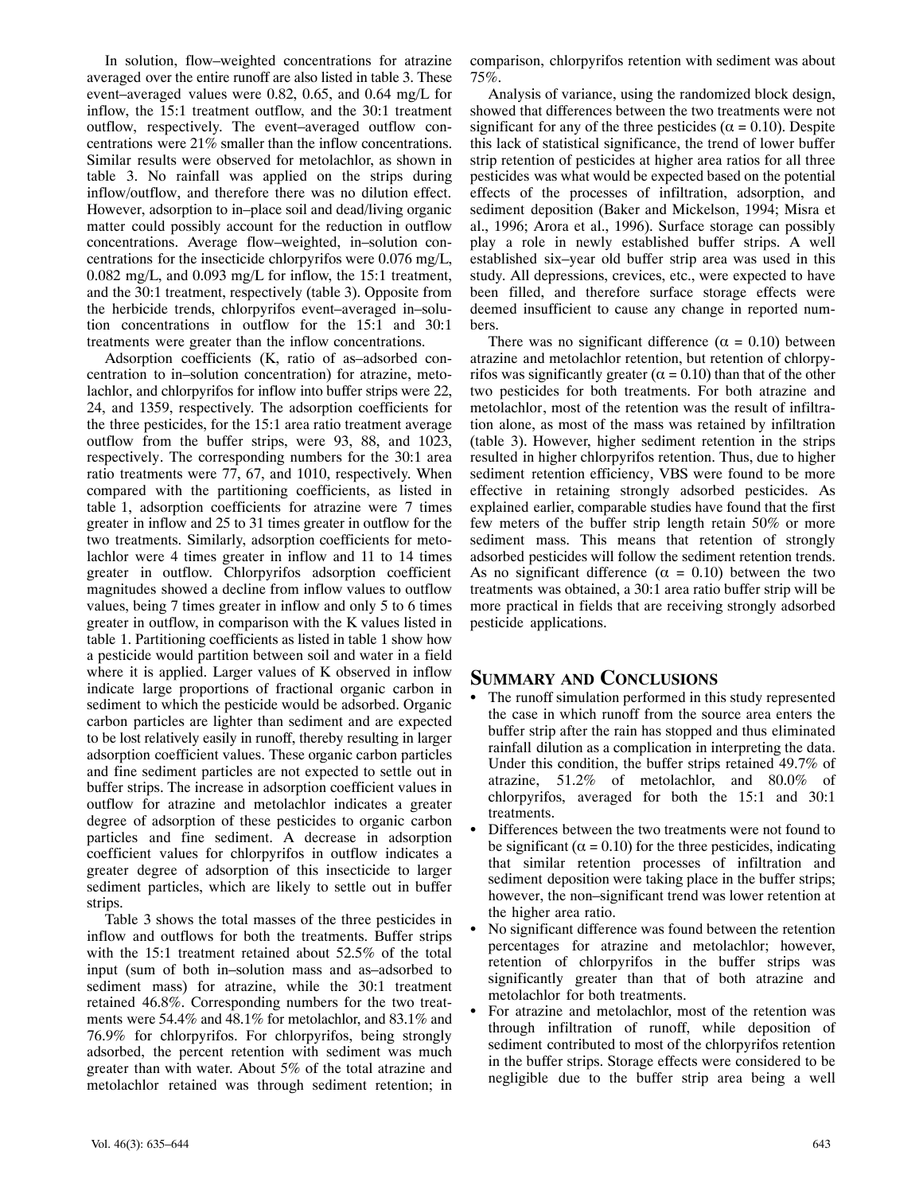In solution, flow–weighted concentrations for atrazine averaged over the entire runoff are also listed in table 3. These event–averaged values were 0.82, 0.65, and 0.64 mg/L for inflow, the 15:1 treatment outflow, and the 30:1 treatment outflow, respectively. The event–averaged outflow concentrations were 21% smaller than the inflow concentrations. Similar results were observed for metolachlor, as shown in table 3. No rainfall was applied on the strips during inflow/outflow, and therefore there was no dilution effect. However, adsorption to in–place soil and dead/living organic matter could possibly account for the reduction in outflow concentrations. Average flow–weighted, in–solution concentrations for the insecticide chlorpyrifos were 0.076 mg/L, 0.082 mg/L, and 0.093 mg/L for inflow, the 15:1 treatment, and the 30:1 treatment, respectively (table 3). Opposite from the herbicide trends, chlorpyrifos event–averaged in–solution concentrations in outflow for the 15:1 and 30:1 treatments were greater than the inflow concentrations.

Adsorption coefficients (K, ratio of as–adsorbed concentration to in–solution concentration) for atrazine, metolachlor, and chlorpyrifos for inflow into buffer strips were 22, 24, and 1359, respectively. The adsorption coefficients for the three pesticides, for the 15:1 area ratio treatment average outflow from the buffer strips, were 93, 88, and 1023, respectively. The corresponding numbers for the 30:1 area ratio treatments were 77, 67, and 1010, respectively. When compared with the partitioning coefficients, as listed in table 1, adsorption coefficients for atrazine were 7 times greater in inflow and 25 to 31 times greater in outflow for the two treatments. Similarly, adsorption coefficients for metolachlor were 4 times greater in inflow and 11 to 14 times greater in outflow. Chlorpyrifos adsorption coefficient magnitudes showed a decline from inflow values to outflow values, being 7 times greater in inflow and only 5 to 6 times greater in outflow, in comparison with the K values listed in table 1. Partitioning coefficients as listed in table 1 show how a pesticide would partition between soil and water in a field where it is applied. Larger values of K observed in inflow indicate large proportions of fractional organic carbon in sediment to which the pesticide would be adsorbed. Organic carbon particles are lighter than sediment and are expected to be lost relatively easily in runoff, thereby resulting in larger adsorption coefficient values. These organic carbon particles and fine sediment particles are not expected to settle out in buffer strips. The increase in adsorption coefficient values in outflow for atrazine and metolachlor indicates a greater degree of adsorption of these pesticides to organic carbon particles and fine sediment. A decrease in adsorption coefficient values for chlorpyrifos in outflow indicates a greater degree of adsorption of this insecticide to larger sediment particles, which are likely to settle out in buffer strips.

Table 3 shows the total masses of the three pesticides in inflow and outflows for both the treatments. Buffer strips with the 15:1 treatment retained about 52.5% of the total input (sum of both in–solution mass and as–adsorbed to sediment mass) for atrazine, while the 30:1 treatment retained 46.8%. Corresponding numbers for the two treatments were 54.4% and 48.1% for metolachlor, and 83.1% and 76.9% for chlorpyrifos. For chlorpyrifos, being strongly adsorbed, the percent retention with sediment was much greater than with water. About 5% of the total atrazine and metolachlor retained was through sediment retention; in comparison, chlorpyrifos retention with sediment was about 75%.

Analysis of variance, using the randomized block design, showed that differences between the two treatments were not significant for any of the three pesticides ($\alpha = 0.10$). Despite this lack of statistical significance, the trend of lower buffer strip retention of pesticides at higher area ratios for all three pesticides was what would be expected based on the potential effects of the processes of infiltration, adsorption, and sediment deposition (Baker and Mickelson, 1994; Misra et al., 1996; Arora et al., 1996). Surface storage can possibly play a role in newly established buffer strips. A well established six–year old buffer strip area was used in this study. All depressions, crevices, etc., were expected to have been filled, and therefore surface storage effects were deemed insufficient to cause any change in reported numbers.

There was no significant difference ($\alpha = 0.10$) between atrazine and metolachlor retention, but retention of chlorpyrifos was significantly greater ($\alpha = 0.10$) than that of the other two pesticides for both treatments. For both atrazine and metolachlor, most of the retention was the result of infiltration alone, as most of the mass was retained by infiltration (table 3). However, higher sediment retention in the strips resulted in higher chlorpyrifos retention. Thus, due to higher sediment retention efficiency, VBS were found to be more effective in retaining strongly adsorbed pesticides. As explained earlier, comparable studies have found that the first few meters of the buffer strip length retain 50% or more sediment mass. This means that retention of strongly adsorbed pesticides will follow the sediment retention trends. As no significant difference ($\alpha = 0.10$) between the two treatments was obtained, a 30:1 area ratio buffer strip will be more practical in fields that are receiving strongly adsorbed pesticide applications.

## Summary and Conclusions

- The runoff simulation performed in this study represented the case in which runoff from the source area enters the buffer strip after the rain has stopped and thus eliminated rainfall dilution as a complication in interpreting the data. Under this condition, the buffer strips retained 49.7% of atrazine, 51.2% of metolachlor, and 80.0% of chlorpyrifos, averaged for both the 15:1 and 30:1 treatments.
- Differences between the two treatments were not found to be significant ($\alpha = 0.10$) for the three pesticides, indicating that similar retention processes of infiltration and sediment deposition were taking place in the buffer strips; however, the non–significant trend was lower retention at the higher area ratio.
- No significant difference was found between the retention percentages for atrazine and metolachlor; however, retention of chlorpyrifos in the buffer strips was significantly greater than that of both atrazine and metolachlor for both treatments.
- For atrazine and metolachlor, most of the retention was through infiltration of runoff, while deposition of sediment contributed to most of the chlorpyrifos retention in the buffer strips. Storage effects were considered to be negligible due to the buffer strip area being a well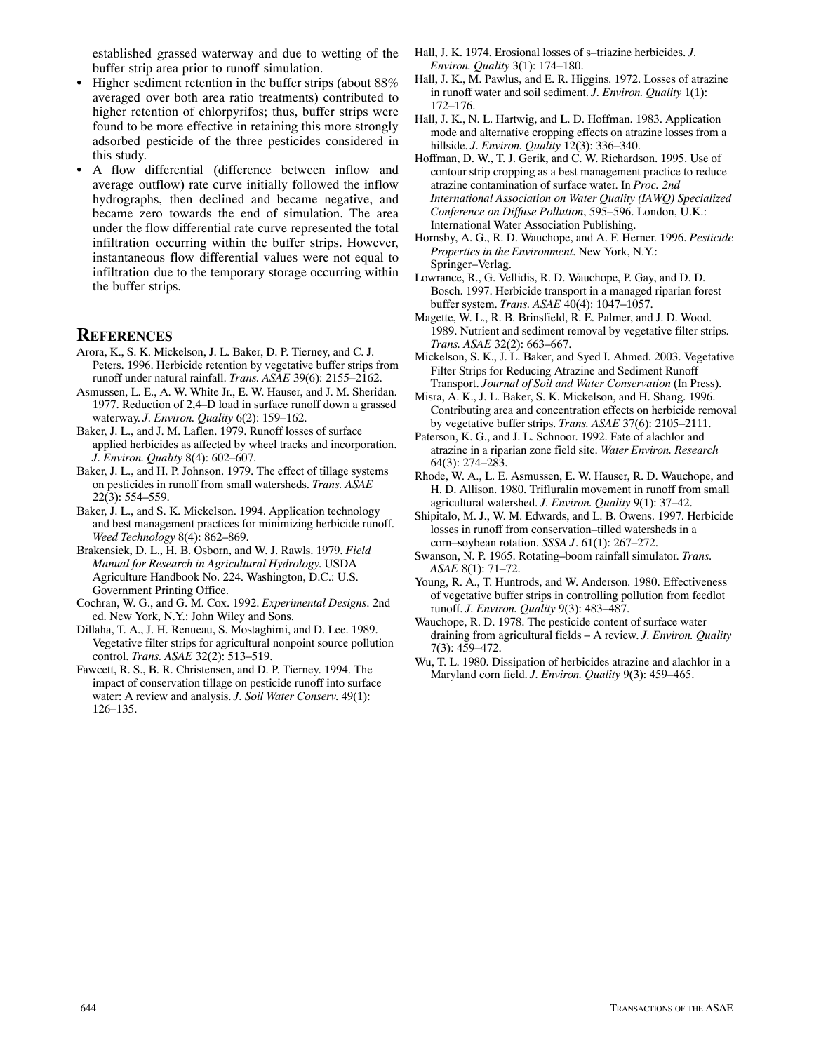established grassed waterway and due to wetting of the buffer strip area prior to runoff simulation.

- Higher sediment retention in the buffer strips (about 88% averaged over both area ratio treatments) contributed to higher retention of chlorpyrifos; thus, buffer strips were found to be more effective in retaining this more strongly adsorbed pesticide of the three pesticides considered in this study.
- A flow differential (difference between inflow and average outflow) rate curve initially followed the inflow hydrographs, then declined and became negative, and became zero towards the end of simulation. The area under the flow differential rate curve represented the total infiltration occurring within the buffer strips. However, instantaneous flow differential values were not equal to infiltration due to the temporary storage occurring within the buffer strips.

## REFERENCES

Arora, K., S. K. Mickelson, J. L. Baker, D. P. Tierney, and C. J. Peters. 1996. Herbicide retention by vegetative buffer strips from runoff under natural rainfall. *Trans. ASAE* 39(6): 2155–2162.

Asmussen, L. E., A. W. White Jr., E. W. Hauser, and J. M. Sheridan. 1977. Reduction of 2,4–D load in surface runoff down a grassed waterway. *J. Environ. Quality* 6(2): 159–162.

Baker, J. L., and J. M. Laflen. 1979. Runoff losses of surface applied herbicides as affected by wheel tracks and incorporation. *J. Environ. Quality* 8(4): 602–607.

Baker, J. L., and H. P. Johnson. 1979. The effect of tillage systems on pesticides in runoff from small watersheds. *Trans. ASAE* 22(3): 554–559.

Baker, J. L., and S. K. Mickelson. 1994. Application technology and best management practices for minimizing herbicide runoff. *Weed Technology* 8(4): 862–869.

Brakensiek, D. L., H. B. Osborn, and W. J. Rawls. 1979. *Field Manual for Research in Agricultural Hydrology*. USDA Agriculture Handbook No. 224. Washington, D.C.: U.S. Government Printing Office.

Cochran, W. G., and G. M. Cox. 1992. *Experimental Designs*. 2nd ed. New York, N.Y.: John Wiley and Sons.

Dillaha, T. A., J. H. Renueau, S. Mostaghimi, and D. Lee. 1989. Vegetative filter strips for agricultural nonpoint source pollution control. *Trans. ASAE* 32(2): 513–519.

Fawcett, R. S., B. R. Christensen, and D. P. Tierney. 1994. The impact of conservation tillage on pesticide runoff into surface water: A review and analysis. *J. Soil Water Conserv.* 49(1): 126–135.

Hall, J. K. 1974. Erosional losses of s–triazine herbicides. *J. Environ. Quality* 3(1): 174–180.

Hall, J. K., M. Pawlus, and E. R. Higgins. 1972. Losses of atrazine in runoff water and soil sediment. *J. Environ. Quality* 1(1): 172–176.

Hall, J. K., N. L. Hartwig, and L. D. Hoffman. 1983. Application mode and alternative cropping effects on atrazine losses from a hillside. *J. Environ. Quality* 12(3): 336–340.

Hoffman, D. W., T. J. Gerik, and C. W. Richardson. 1995. Use of contour strip cropping as a best management practice to reduce atrazine contamination of surface water. In *Proc. 2nd International Association on Water Quality (IAWQ) Specialized Conference on Diffuse Pollution*, 595–596. London, U.K.: International Water Association Publishing.

Hornsby, A. G., R. D. Wauchope, and A. F. Herner. 1996. *Pesticide Properties in the Environment*. New York, N.Y.: Springer–Verlag.

Lowrance, R., G. Vellidis, R. D. Wauchope, P. Gay, and D. D. Bosch. 1997. Herbicide transport in a managed riparian forest buffer system. *Trans. ASAE* 40(4): 1047–1057.

Magette, W. L., R. B. Brinsfield, R. E. Palmer, and J. D. Wood. 1989. Nutrient and sediment removal by vegetative filter strips. *Trans. ASAE* 32(2): 663–667.

Mickelson, S. K., J. L. Baker, and Syed I. Ahmed. 2003. Vegetative Filter Strips for Reducing Atrazine and Sediment Runoff Transport. *Journal of Soil and Water Conservation* (In Press).

Misra, A. K., J. L. Baker, S. K. Mickelson, and H. Shang. 1996. Contributing area and concentration effects on herbicide removal by vegetative buffer strips. *Trans. ASAE* 37(6): 2105–2111.

Paterson, K. G., and J. L. Schnoor. 1992. Fate of alachlor and atrazine in a riparian zone field site. *Water Environ. Research* 64(3): 274–283.

Rhode, W. A., L. E. Asmussen, E. W. Hauser, R. D. Wauchope, and H. D. Allison. 1980. Trifluralin movement in runoff from small agricultural watershed. *J. Environ. Quality* 9(1): 37–42.

Shipitalo, M. J., W. M. Edwards, and L. B. Owens. 1997. Herbicide losses in runoff from conservation–tilled watersheds in a corn–soybean rotation. *SSSA J*. 61(1): 267–272.

Swanson, N. P. 1965. Rotating–boom rainfall simulator. *Trans. ASAE* 8(1): 71–72.

Young, R. A., T. Huntrods, and W. Anderson. 1980. Effectiveness of vegetative buffer strips in controlling pollution from feedlot runoff. *J. Environ. Quality* 9(3): 483–487.

Wauchope, R. D. 1978. The pesticide content of surface water draining from agricultural fields – A review. *J. Environ. Quality* 7(3): 459–472.

Wu, T. L. 1980. Dissipation of herbicides atrazine and alachlor in a Maryland corn field. *J. Environ. Quality* 9(3): 459–465.